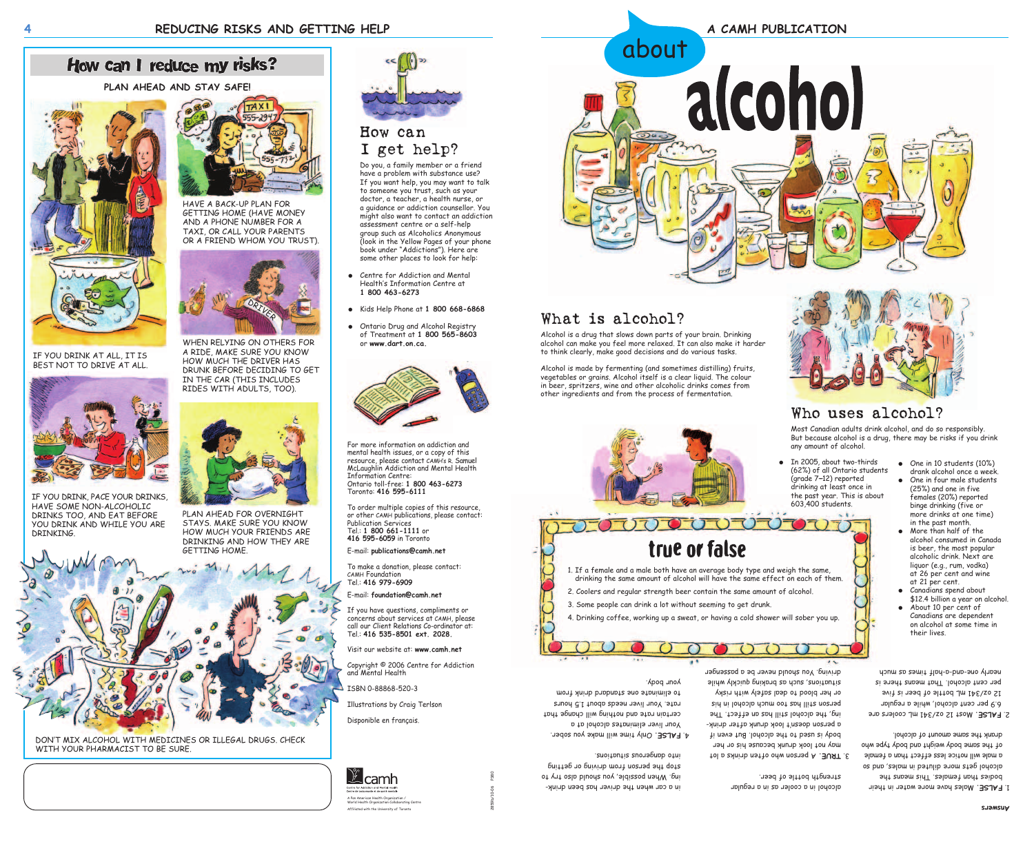# about alcohol

## What is alcohol?

Alcohol is a drug that slows down parts of your brain. Drinking alcohol can make you feel more relaxed. It can also make it harder to think clearly, make good decisions and do various tasks.

Alcohol is made by fermenting (and sometimes distilling) fruits, vegetables or grains. Alcohol itself is a clear liquid. The colour in beer, spritzers, wine and other alcoholic drinks comes from other ingredients and from the process of fermentation.

## Who uses alcohol?

Most Canadian adults drink alcohol, and do so responsibly. But because alcohol is a drug, there may be risks if you drink any amount of alcohol.

- In 2005, about two-thirds (62%) of all Ontario students (grade 7–12) reported drinking at least once in the past year. This is about 603,400 students.
- One in 10 students (10%) drank alcohol once a week.
- One in four male students (25%) and one in five females (20%) reported binge drinking (five or more drinks at one time) in the past month.
- More than half of the alcohol consumed in Canada is beer, the most popular alcoholic drink. Next are liquor (e.g., rum, vodka) at 26 per cent and wine at 21 per cent.
- Canadians spend about $12.4 billion a year on alcohol.
- About 10 per cent of Canadians are dependent on alcohol at some time in their lives.

## true or false

1. If a female and a male both have an average body type and weigh the same, drinking the same amount of alcohol will have the same effect on each of them.
2. Coolers and regular strength beer contain the same amount of alcohol.
3. Some people can drink a lot without seeming to get drunk.
4. Drinking coffee, working up a sweat, or having a cold shower will sober you up.

**Answers**

1. **FALSE**. Males have more water in their bodies than females. This means the alcohol gets more diluted in males, and so a male will notice less effect than a female of the same body weight and body type who drank the same amount of alcohol.

2. **FALSE**. Most 12 oz/341 mL coolers are 6.9 per cent alcohol, while a regular 12 oz/341 mL bottle of beer is five per cent alcohol. That means there is nearly one-and-a-half times as much alcohol in a cooler as in a regular strength bottle of beer.

3. **TRUE**. A person who often drinks a lot may not look drunk because his or her body is used to the alcohol. But even if a person doesn't look drunk after drinking, the alcohol still has an effect. The person still has too much alcohol in his or her blood to deal safely with risky situations, such as braking quickly while driving. You should never be a passenger in a car when the driver has been drinking. When possible, you should also try to stop the person from driving or getting into dangerous situations.

4. **FALSE**. Only time will make you sober. Your liver eliminates alcohol at a certain rate and nothing will change that rate. Your liver needs about 1.5 hours to eliminate one standard drink from your body.

## How can I reduce my risks?

PLAN AHEAD AND STAY SAFE!

IF YOU DRINK AT ALL, IT IS BEST NOT TO DRIVE AT ALL.

HAVE A BACK-UP PLAN FOR GETTING HOME (HAVE MONEY AND A PHONE NUMBER FOR A TAXI, OR CALL YOUR PARENTS OR A FRIEND WHOM YOU TRUST).

WHEN RELYING ON OTHERS FOR A RIDE, MAKE SURE YOU KNOW HOW MUCH THE DRIVER HAS DRUNK BEFORE DECIDING TO GET IN THE CAR (THIS INCLUDES RIDES WITH ADULTS, TOO).

IF YOU DRINK, PACE YOUR DRINKS, HAVE SOME NON-ALCOHOLIC DRINKS TOO, AND EAT BEFORE YOU DRINK AND WHILE YOU ARE DRINKING.

PLAN AHEAD FOR OVERNIGHT STAYS. MAKE SURE YOU KNOW HOW MUCH YOUR FRIENDS ARE DRINKING AND HOW THEY ARE GETTING HOME.

DON'T MIX ALCOHOL WITH MEDICINES OR ILLEGAL DRUGS. CHECK WITH YOUR PHARMACIST TO BE SURE.

## How can I get help?

Do you, a family member or a friend have a problem with substance use? If you want help, you may want to talk to someone you trust, such as your doctor, a teacher, a health nurse, or a guidance or addiction counsellor. You might also want to contact an addiction assessment centre or a self-help group such as Alcoholics Anonymous (look in the Yellow Pages of your phone book under "Addictions"). Here are some other places to look for help:

- Centre for Addiction and Mental Health's Information Centre at **1 800 463-6273**
- Kids Help Phone at **1 800 668-6868**
- Ontario Drug and Alcohol Registry of Treatment at **1 800 565-8603** or **www.dart.on.ca**.

For more information on addiction and mental health issues, or a copy of this resource, please contact CAMH's R. Samuel McLaughlin Addiction and Mental Health Information Centre:
Ontario toll-free: **1 800 463-6273**
Toronto: **416 595-6111**

To order multiple copies of this resource, or other CAMH publications, please contact:
Publication Services
Tel.: **1 800 661-1111** or **416 595-6059** in Toronto

E-mail: **publications@camh.net**

To make a donation, please contact:
CAMH Foundation
Tel.: **416 979-6909**

E-mail: **foundation@camh.net**

If you have questions, compliments or concerns about services at CAMH, please call our Client Relations Co-ordinator at:
Tel.: **416 535-8501 ext. 2028**.

Visit our website at: **www.camh.net**

Copyright © 2006 Centre for Addiction and Mental Health

ISBN 0-88868-520-3

Illustrations by Craig Terlson

Disponible en français.

camh
Centre for Addiction and Mental Health
Centre de toxicomanie et de santé mentale

A Pan American Health Organization / World Health Organization Collaborating Centre

Affiliated with the University of Toronto

2859b/10-06 P380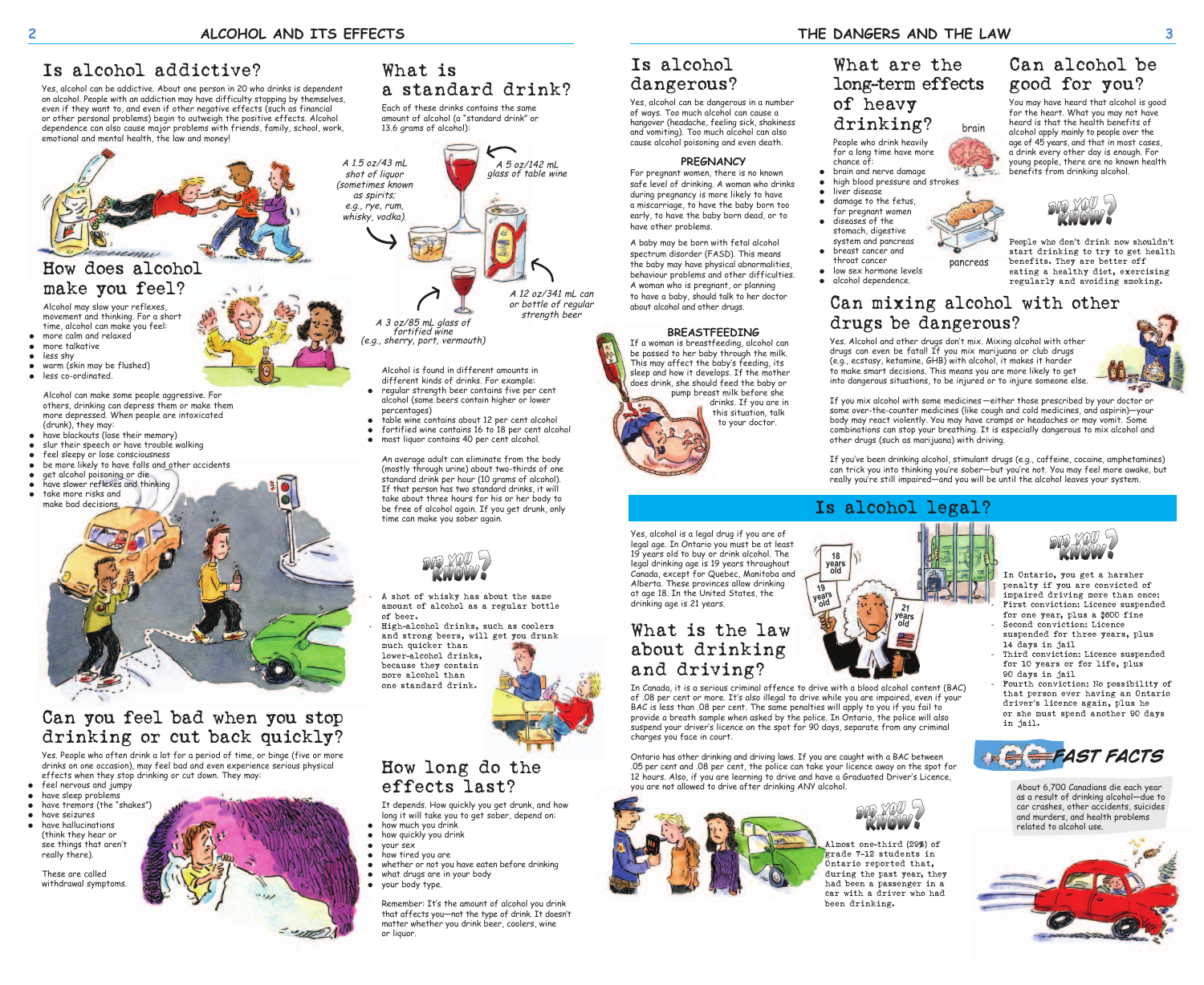# ALCOHOL AND ITS EFFECTS

## Is alcohol addictive?

Yes, alcohol can be addictive. About one person in 20 who drinks is dependent on alcohol. People with an addiction may have difficulty stopping by themselves, even if they want to, and even if other negative effects (such as financial or other personal problems) begin to outweigh the positive effects. Alcohol dependence can also cause major problems with friends, family, school, work, emotional and mental health, the law and money!

## How does alcohol make you feel?

Alcohol may slow your reflexes, movement and thinking. For a short time, alcohol can make you feel:

- more calm and relaxed
- more talkative
- less shy
- warm (skin may be flushed)
- less co-ordinated.

Alcohol can make some people aggressive. For others, drinking can depress them or make them more depressed. When people are intoxicated (drunk), they may:

- have blackouts (lose their memory)
- slur their speech or have trouble walking
- feel sleepy or lose consciousness
- be more likely to have falls and other accidents
- get alcohol poisoning or die
- have slower reflexes and thinking
- take more risks and make bad decisions.

## Can you feel bad when you stop drinking or cut back quickly?

Yes. People who often drink a lot for a period of time, or binge (five or more drinks on one occasion), may feel bad and even experience serious physical effects when they stop drinking or cut down. They may:

- feel nervous and jumpy
- have sleep problems
- have tremors (the "shakes")
- have seizures
- have hallucinations (think they hear or see things that aren't really there).

These are called withdrawal symptoms.

## What is a standard drink?

Each of these drinks contains the same amount of alcohol (a "standard drink" or 13.6 grams of alcohol):

*A 1.5 oz/43 mL shot of liquor (sometimes known as spirits; e.g., rye, rum, whisky, vodka).*

*A 5 oz/142 mL glass of table wine*

*A 12 oz/341 mL can or bottle of regular strength beer*

*A 3 oz/85 mL glass of fortified wine (e.g., sherry, port, vermouth)*

Alcohol is found in different amounts in different kinds of drinks. For example:

- regular strength beer contains five per cent alcohol (some beers contain higher or lower percentages)
- table wine contains about 12 per cent alcohol
- fortified wine contains 16 to 18 per cent alcohol
- most liquor contains 40 per cent alcohol.

An average adult can eliminate from the body (mostly through urine) about two-thirds of one standard drink per hour (10 grams of alcohol). If that person has two standard drinks, it will take about three hours for his or her body to be free of alcohol again. If you get drunk, only time can make you sober again.

**DID YOU KNOW?**

- A shot of whisky has about the same amount of alcohol as a regular bottle of beer.
- High-alcohol drinks, such as coolers and strong beers, will get you drunk much quicker than lower-alcohol drinks, because they contain more alcohol than one standard drink.

## How long do the effects last?

It depends. How quickly you get drunk, and how long it will take you to get sober, depend on:

- how much you drink
- how quickly you drink
- your sex
- how tired you are
- whether or not you have eaten before drinking
- what drugs are in your body
- your body type.

Remember: It's the amount of alcohol you drink that affects you—not the type of drink. It doesn't matter whether you drink beer, coolers, wine or liquor.

# THE DANGERS AND THE LAW

## Is alcohol dangerous?

Yes, alcohol can be dangerous in a number of ways. Too much alcohol can cause a hangover (headache, feeling sick, shakiness and vomiting). Too much alcohol can also cause alcohol poisoning and even death.

### PREGNANCY

For pregnant women, there is no known safe level of drinking. A woman who drinks during pregnancy is more likely to have a miscarriage, to have the baby born too early, to have the baby born dead, or to have other problems.

A baby may be born with fetal alcohol spectrum disorder (FASD). This means the baby may have physical abnormalities, behaviour problems and other difficulties. A woman who is pregnant, or planning to have a baby, should talk to her doctor about alcohol and other drugs.

### BREASTFEEDING

If a woman is breastfeeding, alcohol can be passed to her baby through the milk. This may affect the baby's feeding, its sleep and how it develops. If the mother does drink, she should feed the baby or pump breast milk before she drinks. If you are in this situation, talk to your doctor.

## What are the long-term effects of heavy drinking?

People who drink heavily for a long time have more chance of:

- brain and nerve damage
- high blood pressure and strokes
- liver disease
- damage to the fetus, for pregnant women
- diseases of the stomach, digestive system and pancreas
- breast cancer and throat cancer
- low sex hormone levels
- alcohol dependence.

brain

pancreas

## Can alcohol be good for you?

You may have heard that alcohol is good for the heart. What you may not have heard is that the health benefits of alcohol apply mainly to people over the age of 45 years, and that in most cases, a drink every other day is enough. For young people, there are no known health benefits from drinking alcohol.

**DID YOU KNOW?**

People who don't drink now shouldn't start drinking to try to get health benefits. They are better off eating a healthy diet, exercising regularly and avoiding smoking.

## Can mixing alcohol with other drugs be dangerous?

Yes. Alcohol and other drugs don't mix. Mixing alcohol with other drugs can even be fatal! If you mix marijuana or club drugs (e.g., ecstasy, ketamine, GHB) with alcohol, it makes it harder to make smart decisions. This means you are more likely to get into dangerous situations, to be injured or to injure someone else.

If you mix alcohol with some medicines—either those prescribed by your doctor or some over-the-counter medicines (like cough and cold medicines, and aspirin)—your body may react violently. You may have cramps or headaches or may vomit. Some combinations can stop your breathing. It is especially dangerous to mix alcohol and other drugs (such as marijuana) with driving.

If you've been drinking alcohol, stimulant drugs (e.g., caffeine, cocaine, amphetamines) can trick you into thinking you're sober—but you're not. You may feel more awake, but really you're still impaired—and you will be until the alcohol leaves your system.

## Is alcohol legal?

Yes, alcohol is a legal drug if you are of legal age. In Ontario you must be at least 19 years old to buy or drink alcohol. The legal drinking age is 19 years throughout Canada, except for Quebec, Manitoba and Alberta. These provinces allow drinking at age 18. In the United States, the drinking age is 21 years.

18 years old

19 years old

21 years old

## What is the law about drinking and driving?

In Canada, it is a serious criminal offence to drive with a blood alcohol content (BAC) of .08 per cent or more. It's also illegal to drive while you are impaired, even if your BAC is less than .08 per cent. The same penalties will apply to you if you fail to provide a breath sample when asked by the police. In Ontario, the police will also suspend your driver's licence on the spot for 90 days, separate from any criminal charges you face in court.

Ontario has other drinking and driving laws. If you are caught with a BAC between .05 per cent and .08 per cent, the police can take your licence away on the spot for 12 hours. Also, if you are learning to drive and have a Graduated Driver's Licence, you are not allowed to drive after drinking ANY alcohol.

**DID YOU KNOW?**

Almost one-third (29%) of grade 7-12 students in Ontario reported that, during the past year, they had been a passenger in a car with a driver who had been drinking.

**DID YOU KNOW?**

In Ontario, you get a harsher penalty if you are convicted of impaired driving more than once:

- First conviction: Licence suspended for one year, plus a $600 fine
- Second conviction: Licence suspended for three years, plus 14 days in jail
- Third conviction: Licence suspended for 10 years or for life, plus 90 days in jail
- Fourth conviction: No possibility of that person ever having an Ontario driver's licence again, plus he or she must spend another 90 days in jail.

**FAST FACTS**

About 6,700 Canadians die each year as a result of drinking alcohol—due to car crashes, other accidents, suicides and murders, and health problems related to alcohol use.